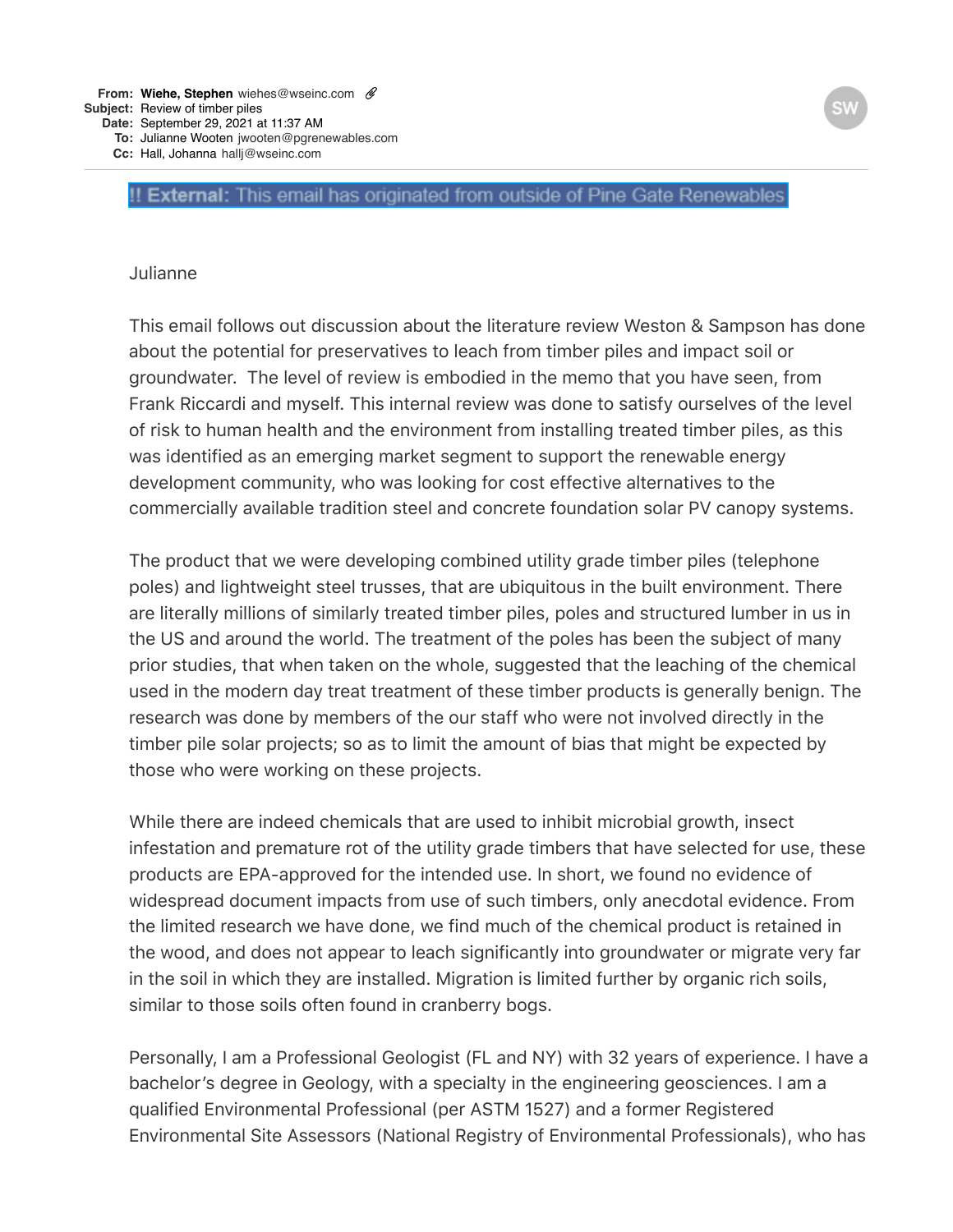**From:** **Wiehe, Stephen** wiehes@wseinc.com
**Subject:** Review of timber piles
**Date:** September 29, 2021 at 11:37 AM
**To:** Julianne Wooten jwooten@pgrenewables.com
**Cc:** Hall, Johanna hallj@wseinc.com

!! **External:** This email has originated from outside of Pine Gate Renewables

Julianne

This email follows out discussion about the literature review Weston & Sampson has done about the potential for preservatives to leach from timber piles and impact soil or groundwater. The level of review is embodied in the memo that you have seen, from Frank Riccardi and myself. This internal review was done to satisfy ourselves of the level of risk to human health and the environment from installing treated timber piles, as this was identified as an emerging market segment to support the renewable energy development community, who was looking for cost effective alternatives to the commercially available tradition steel and concrete foundation solar PV canopy systems.

The product that we were developing combined utility grade timber piles (telephone poles) and lightweight steel trusses, that are ubiquitous in the built environment. There are literally millions of similarly treated timber piles, poles and structured lumber in us in the US and around the world. The treatment of the poles has been the subject of many prior studies, that when taken on the whole, suggested that the leaching of the chemical used in the modern day treat treatment of these timber products is generally benign. The research was done by members of the our staff who were not involved directly in the timber pile solar projects; so as to limit the amount of bias that might be expected by those who were working on these projects.

While there are indeed chemicals that are used to inhibit microbial growth, insect infestation and premature rot of the utility grade timbers that have selected for use, these products are EPA-approved for the intended use. In short, we found no evidence of widespread document impacts from use of such timbers, only anecdotal evidence. From the limited research we have done, we find much of the chemical product is retained in the wood, and does not appear to leach significantly into groundwater or migrate very far in the soil in which they are installed. Migration is limited further by organic rich soils, similar to those soils often found in cranberry bogs.

Personally, I am a Professional Geologist (FL and NY) with 32 years of experience. I have a bachelor's degree in Geology, with a specialty in the engineering geosciences. I am a qualified Environmental Professional (per ASTM 1527) and a former Registered Environmental Site Assessors (National Registry of Environmental Professionals), who has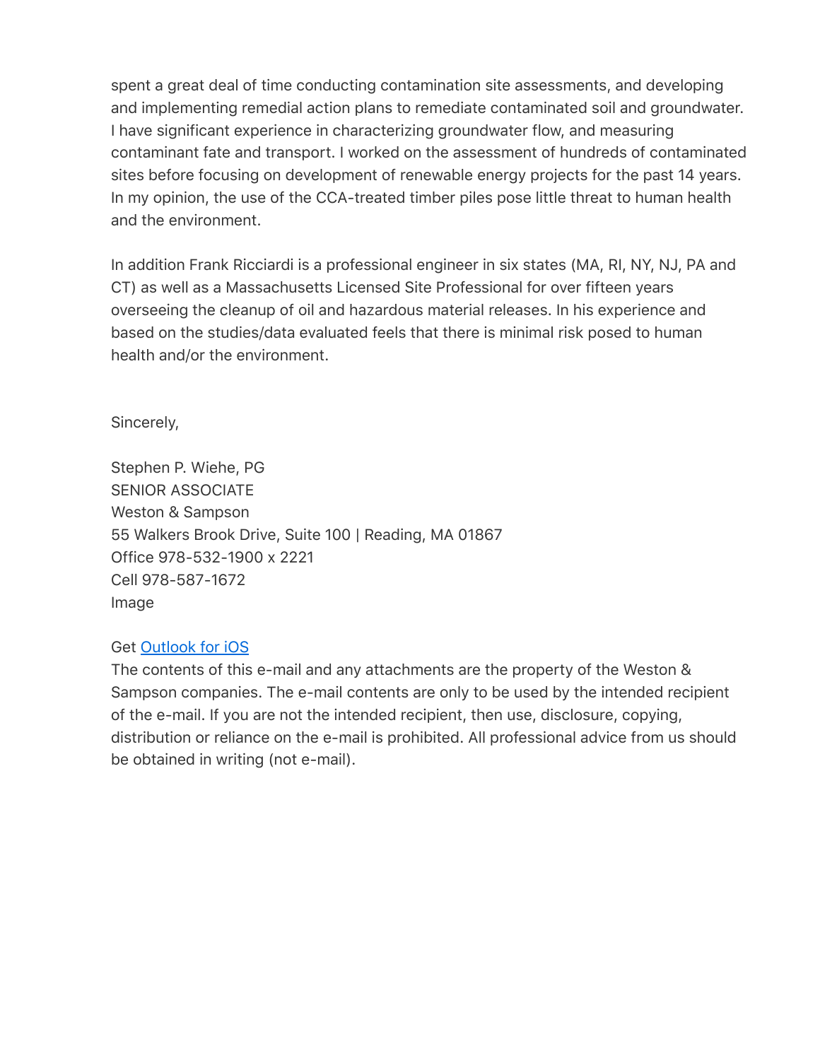spent a great deal of time conducting contamination site assessments, and developing and implementing remedial action plans to remediate contaminated soil and groundwater. I have significant experience in characterizing groundwater flow, and measuring contaminant fate and transport. I worked on the assessment of hundreds of contaminated sites before focusing on development of renewable energy projects for the past 14 years. In my opinion, the use of the CCA-treated timber piles pose little threat to human health and the environment.

In addition Frank Ricciardi is a professional engineer in six states (MA, RI, NY, NJ, PA and CT) as well as a Massachusetts Licensed Site Professional for over fifteen years overseeing the cleanup of oil and hazardous material releases. In his experience and based on the studies/data evaluated feels that there is minimal risk posed to human health and/or the environment.

Sincerely,

Stephen P. Wiehe, PG
SENIOR ASSOCIATE
Weston & Sampson
55 Walkers Brook Drive, Suite 100 | Reading, MA 01867
Office 978-532-1900 x 2221
Cell 978-587-1672
Image

Get [Outlook for iOS](https://aka.ms/o0ukef)
The contents of this e-mail and any attachments are the property of the Weston & Sampson companies. The e-mail contents are only to be used by the intended recipient of the e-mail. If you are not the intended recipient, then use, disclosure, copying, distribution or reliance on the e-mail is prohibited. All professional advice from us should be obtained in writing (not e-mail).